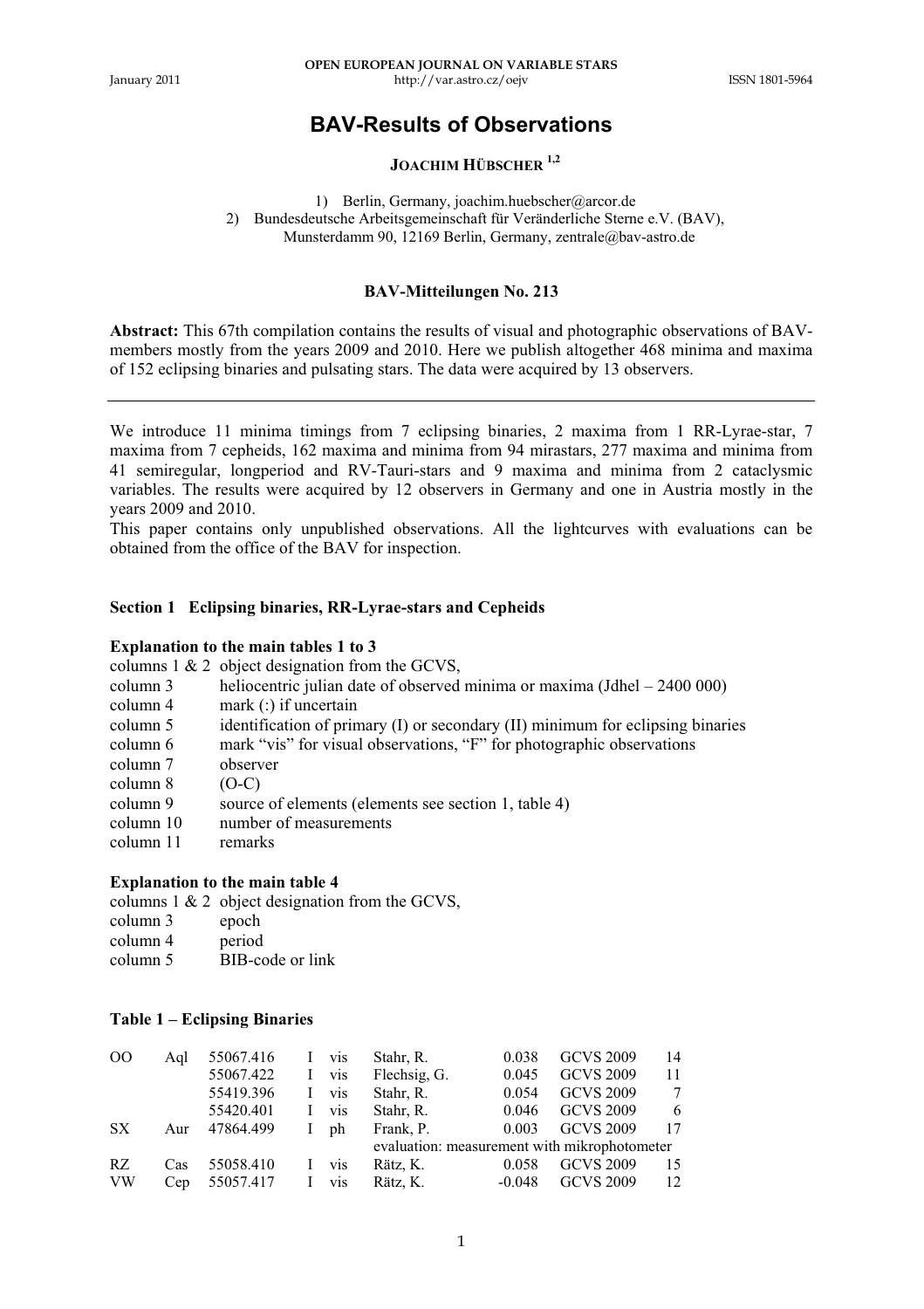# BAV-Results of Observations

**Joachim Hübscher** [1,2]

1) Berlin, Germany, joachim.huebscher@arcor.de
2) Bundesdeutsche Arbeitsgemeinschaft für Veränderliche Sterne e.V. (BAV), Munsterdamm 90, 12169 Berlin, Germany, zentrale@bav-astro.de

**BAV-Mitteilungen No. 213**

**Abstract:** This 67th compilation contains the results of visual and photographic observations of BAV-members mostly from the years 2009 and 2010. Here we publish altogether 468 minima and maxima of 152 eclipsing binaries and pulsating stars. The data were acquired by 13 observers.

---

We introduce 11 minima timings from 7 eclipsing binaries, 2 maxima from 1 RR-Lyrae-star, 7 maxima from 7 cepheids, 162 maxima and minima from 94 mirastars, 277 maxima and minima from 41 semiregular, longperiod and RV-Tauri-stars and 9 maxima and minima from 2 cataclysmic variables. The results were acquired by 12 observers in Germany and one in Austria mostly in the years 2009 and 2010.

This paper contains only unpublished observations. All the lightcurves with evaluations can be obtained from the office of the BAV for inspection.

### Section 1 Eclipsing binaries, RR-Lyrae-stars and Cepheids

**Explanation to the main tables 1 to 3**

- columns 1 & 2 object designation from the GCVS,
- column 3 heliocentric julian date of observed minima or maxima (Jdhel – 2400 000)
- column 4 mark (:) if uncertain
- column 5 identification of primary (I) or secondary (II) minimum for eclipsing binaries
- column 6 mark "vis" for visual observations, "F" for photographic observations
- column 7 observer
- column 8 (O-C)
- column 9 source of elements (elements see section 1, table 4)
- column 10 number of measurements
- column 11 remarks

**Explanation to the main table 4**

- columns 1 & 2 object designation from the GCVS,
- column 3 epoch
- column 4 period
- column 5 BIB-code or link

**Table 1 – Eclipsing Binaries**

| | | | | | | | | | | |
|---|---|---|---|---|---|---|---|---|---|---|
| OO | Aql | 55067.416 | | I | vis | Stahr, R. | 0.038 | GCVS 2009 | 14 | |
| | | 55067.422 | | I | vis | Flechsig, G. | 0.045 | GCVS 2009 | 11 | |
| | | 55419.396 | | I | vis | Stahr, R. | 0.054 | GCVS 2009 | 7 | |
| | | 55420.401 | | I | vis | Stahr, R. | 0.046 | GCVS 2009 | 6 | |
| SX | Aur | 47864.499 | | I | ph | Frank, P. | 0.003 | GCVS 2009 | 17 | |
| | | | | | | evaluation: measurement with mikrophotometer | | | | |
| RZ | Cas | 55058.410 | | I | vis | Rätz, K. | 0.058 | GCVS 2009 | 15 | |
| VW | Cep | 55057.417 | | I | vis | Rätz, K. | -0.048 | GCVS 2009 | 12 | |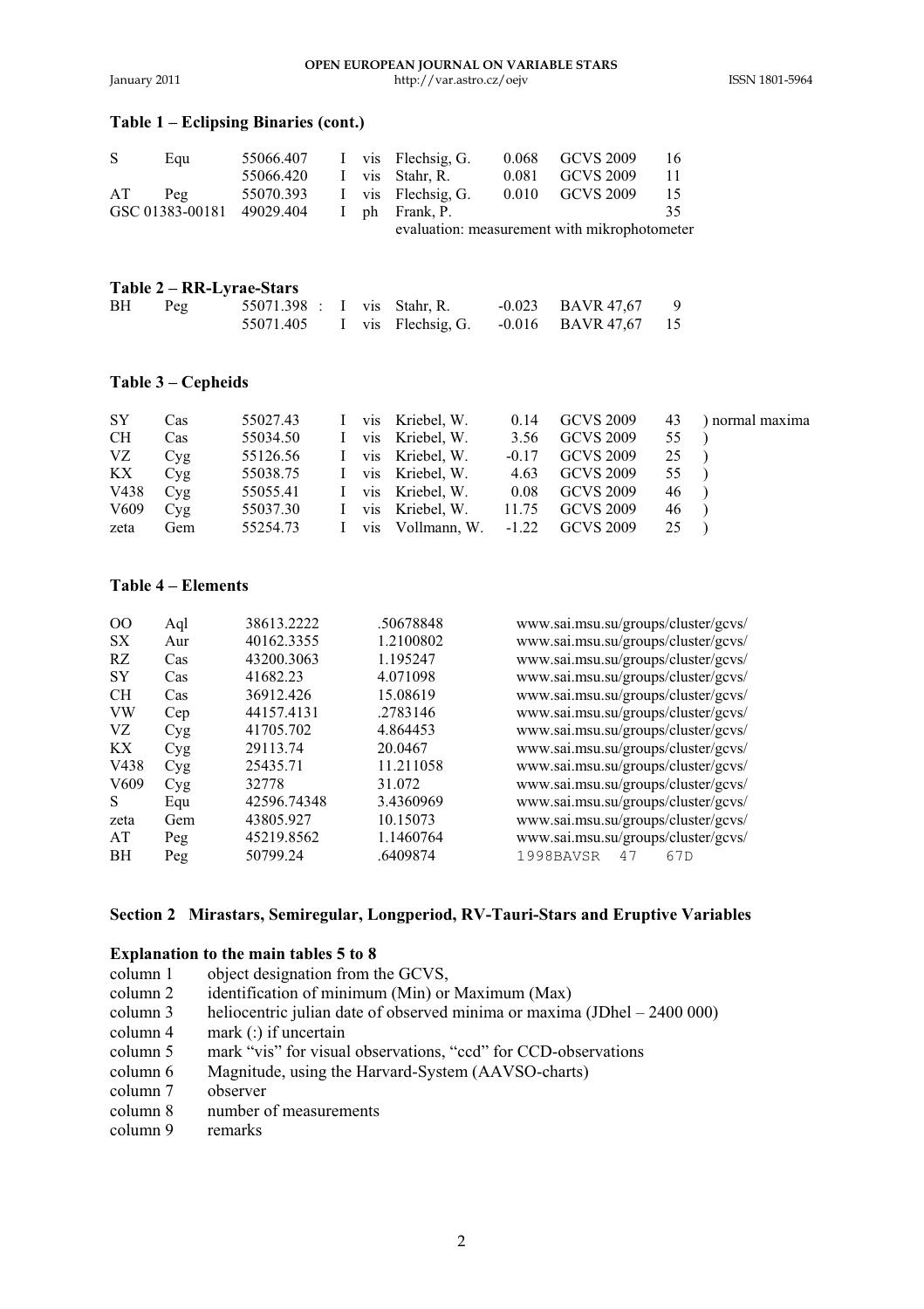### Table 1 – Eclipsing Binaries (cont.)

| | | | | | | | | |
|---|---|---|---|---|---|---|---|---|
| S | Equ | 55066.407 | | I | vis | Flechsig, G. | 0.068 | GCVS 2009 | 16 |
| | | 55066.420 | | I | vis | Stahr, R. | 0.081 | GCVS 2009 | 11 |
| AT | Peg | 55070.393 | | I | vis | Flechsig, G. | 0.010 | GCVS 2009 | 15 |
| GSC 01383-00181 | | 49029.404 | | I | ph | Frank, P. | | | 35 |
| | | | | | | evaluation: measurement with mikrophotometer | | | |

### Table 2 – RR-Lyrae-Stars

| | | | | | | | | | |
|---|---|---|---|---|---|---|---|---|---|
| BH | Peg | 55071.398 | : | I | vis | Stahr, R. | -0.023 | BAVR 47,67 | 9 |
| | | 55071.405 | | I | vis | Flechsig, G. | -0.016 | BAVR 47,67 | 15 |

### Table 3 – Cepheids

| | | | | | | | | | |
|---|---|---|---|---|---|---|---|---|---|
| SY | Cas | 55027.43 | I | vis | Kriebel, W. | 0.14 | GCVS 2009 | 43 | ) normal maxima |
| CH | Cas | 55034.50 | I | vis | Kriebel, W. | 3.56 | GCVS 2009 | 55 | ) |
| VZ | Cyg | 55126.56 | I | vis | Kriebel, W. | -0.17 | GCVS 2009 | 25 | ) |
| KX | Cyg | 55038.75 | I | vis | Kriebel, W. | 4.63 | GCVS 2009 | 55 | ) |
| V438 | Cyg | 55055.41 | I | vis | Kriebel, W. | 0.08 | GCVS 2009 | 46 | ) |
| V609 | Cyg | 55037.30 | I | vis | Kriebel, W. | 11.75 | GCVS 2009 | 46 | ) |
| zeta | Gem | 55254.73 | I | vis | Vollmann, W. | -1.22 | GCVS 2009 | 25 | ) |

### Table 4 – Elements

| | | | | |
|---|---|---|---|---|
| OO | Aql | 38613.2222 | .50678848 | www.sai.msu.su/groups/cluster/gcvs/ |
| SX | Aur | 40162.3355 | 1.2100802 | www.sai.msu.su/groups/cluster/gcvs/ |
| RZ | Cas | 43200.3063 | 1.195247 | www.sai.msu.su/groups/cluster/gcvs/ |
| SY | Cas | 41682.23 | 4.071098 | www.sai.msu.su/groups/cluster/gcvs/ |
| CH | Cas | 36912.426 | 15.08619 | www.sai.msu.su/groups/cluster/gcvs/ |
| VW | Cep | 44157.4131 | .2783146 | www.sai.msu.su/groups/cluster/gcvs/ |
| VZ | Cyg | 41705.702 | 4.864453 | www.sai.msu.su/groups/cluster/gcvs/ |
| KX | Cyg | 29113.74 | 20.0467 | www.sai.msu.su/groups/cluster/gcvs/ |
| V438 | Cyg | 25435.71 | 11.211058 | www.sai.msu.su/groups/cluster/gcvs/ |
| V609 | Cyg | 32778 | 31.072 | www.sai.msu.su/groups/cluster/gcvs/ |
| S | Equ | 42596.74348 | 3.4360969 | www.sai.msu.su/groups/cluster/gcvs/ |
| zeta | Gem | 43805.927 | 10.15073 | www.sai.msu.su/groups/cluster/gcvs/ |
| AT | Peg | 45219.8562 | 1.1460764 | www.sai.msu.su/groups/cluster/gcvs/ |
| BH | Peg | 50799.24 | .6409874 | 1998BAVSR 47 67D |

## Section 2 Mirastars, Semiregular, Longperiod, RV-Tauri-Stars and Eruptive Variables

### Explanation to the main tables 5 to 8

- column 1 object designation from the GCVS,
- column 2 identification of minimum (Min) or Maximum (Max)
- column 3 heliocentric julian date of observed minima or maxima (JDhel – 2400 000)
- column 4 mark (:) if uncertain
- column 5 mark "vis" for visual observations, "ccd" for CCD-observations
- column 6 Magnitude, using the Harvard-System (AAVSO-charts)
- column 7 observer
- column 8 number of measurements
- column 9 remarks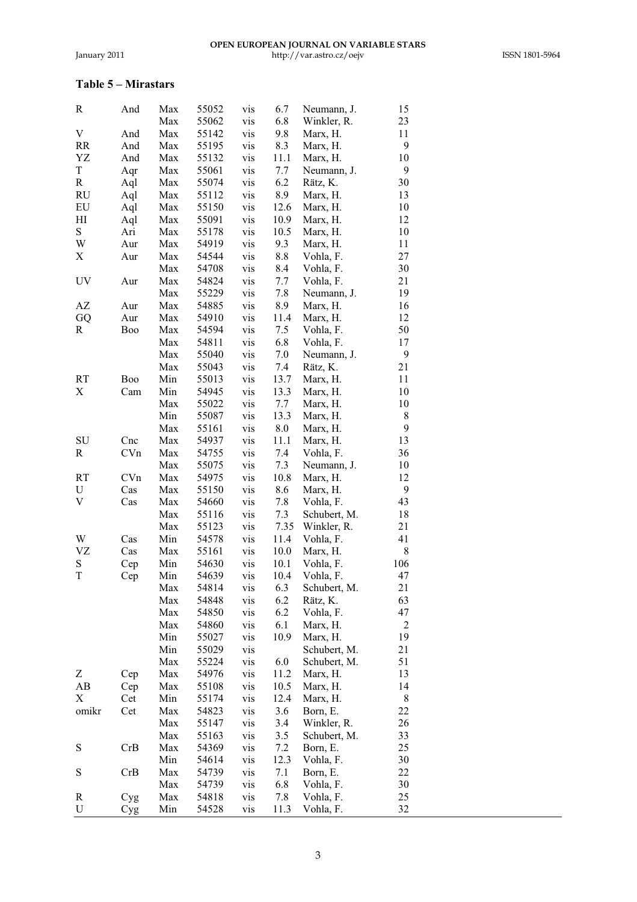## Table 5 – Mirastars

| | | | | | | | |
|---|---|---|---|---|---|---|---|
| R | And | Max | 55052 | vis | 6.7 | Neumann, J. | 15 |
| | | Max | 55062 | vis | 6.8 | Winkler, R. | 23 |
| V | And | Max | 55142 | vis | 9.8 | Marx, H. | 11 |
| RR | And | Max | 55195 | vis | 8.3 | Marx, H. | 9 |
| YZ | And | Max | 55132 | vis | 11.1 | Marx, H. | 10 |
| T | Aqr | Max | 55061 | vis | 7.7 | Neumann, J. | 9 |
| R | Aql | Max | 55074 | vis | 6.2 | Rätz, K. | 30 |
| RU | Aql | Max | 55112 | vis | 8.9 | Marx, H. | 13 |
| EU | Aql | Max | 55150 | vis | 12.6 | Marx, H. | 10 |
| HI | Aql | Max | 55091 | vis | 10.9 | Marx, H. | 12 |
| S | Ari | Max | 55178 | vis | 10.5 | Marx, H. | 10 |
| W | Aur | Max | 54919 | vis | 9.3 | Marx, H. | 11 |
| X | Aur | Max | 54544 | vis | 8.8 | Vohla, F. | 27 |
| | | Max | 54708 | vis | 8.4 | Vohla, F. | 30 |
| UV | Aur | Max | 54824 | vis | 7.7 | Vohla, F. | 21 |
| | | Max | 55229 | vis | 7.8 | Neumann, J. | 19 |
| AZ | Aur | Max | 54885 | vis | 8.9 | Marx, H. | 16 |
| GQ | Aur | Max | 54910 | vis | 11.4 | Marx, H. | 12 |
| R | Boo | Max | 54594 | vis | 7.5 | Vohla, F. | 50 |
| | | Max | 54811 | vis | 6.8 | Vohla, F. | 17 |
| | | Max | 55040 | vis | 7.0 | Neumann, J. | 9 |
| | | Max | 55043 | vis | 7.4 | Rätz, K. | 21 |
| RT | Boo | Min | 55013 | vis | 13.7 | Marx, H. | 11 |
| X | Cam | Min | 54945 | vis | 13.3 | Marx, H. | 10 |
| | | Max | 55022 | vis | 7.7 | Marx, H. | 10 |
| | | Min | 55087 | vis | 13.3 | Marx, H. | 8 |
| | | Max | 55161 | vis | 8.0 | Marx, H. | 9 |
| SU | Cnc | Max | 54937 | vis | 11.1 | Marx, H. | 13 |
| R | CVn | Max | 54755 | vis | 7.4 | Vohla, F. | 36 |
| | | Max | 55075 | vis | 7.3 | Neumann, J. | 10 |
| RT | CVn | Max | 54975 | vis | 10.8 | Marx, H. | 12 |
| U | Cas | Max | 55150 | vis | 8.6 | Marx, H. | 9 |
| V | Cas | Max | 54660 | vis | 7.8 | Vohla, F. | 43 |
| | | Max | 55116 | vis | 7.3 | Schubert, M. | 18 |
| | | Max | 55123 | vis | 7.35 | Winkler, R. | 21 |
| W | Cas | Min | 54578 | vis | 11.4 | Vohla, F. | 41 |
| VZ | Cas | Max | 55161 | vis | 10.0 | Marx, H. | 8 |
| S | Cep | Min | 54630 | vis | 10.1 | Vohla, F. | 106 |
| T | Cep | Min | 54639 | vis | 10.4 | Vohla, F. | 47 |
| | | Max | 54814 | vis | 6.3 | Schubert, M. | 21 |
| | | Max | 54848 | vis | 6.2 | Rätz, K. | 63 |
| | | Max | 54850 | vis | 6.2 | Vohla, F. | 47 |
| | | Max | 54860 | vis | 6.1 | Marx, H. | 2 |
| | | Min | 55027 | vis | 10.9 | Marx, H. | 19 |
| | | Min | 55029 | vis | | Schubert, M. | 21 |
| | | Max | 55224 | vis | 6.0 | Schubert, M. | 51 |
| Z | Cep | Max | 54976 | vis | 11.2 | Marx, H. | 13 |
| AB | Cep | Max | 55108 | vis | 10.5 | Marx, H. | 14 |
| X | Cet | Min | 55174 | vis | 12.4 | Marx, H. | 8 |
| omikr | Cet | Max | 54823 | vis | 3.6 | Born, E. | 22 |
| | | Max | 55147 | vis | 3.4 | Winkler, R. | 26 |
| | | Max | 55163 | vis | 3.5 | Schubert, M. | 33 |
| S | CrB | Max | 54369 | vis | 7.2 | Born, E. | 25 |
| | | Min | 54614 | vis | 12.3 | Vohla, F. | 30 |
| S | CrB | Max | 54739 | vis | 7.1 | Born, E. | 22 |
| | | Max | 54739 | vis | 6.8 | Vohla, F. | 30 |
| R | Cyg | Max | 54818 | vis | 7.8 | Vohla, F. | 25 |
| U | Cyg | Min | 54528 | vis | 11.3 | Vohla, F. | 32 |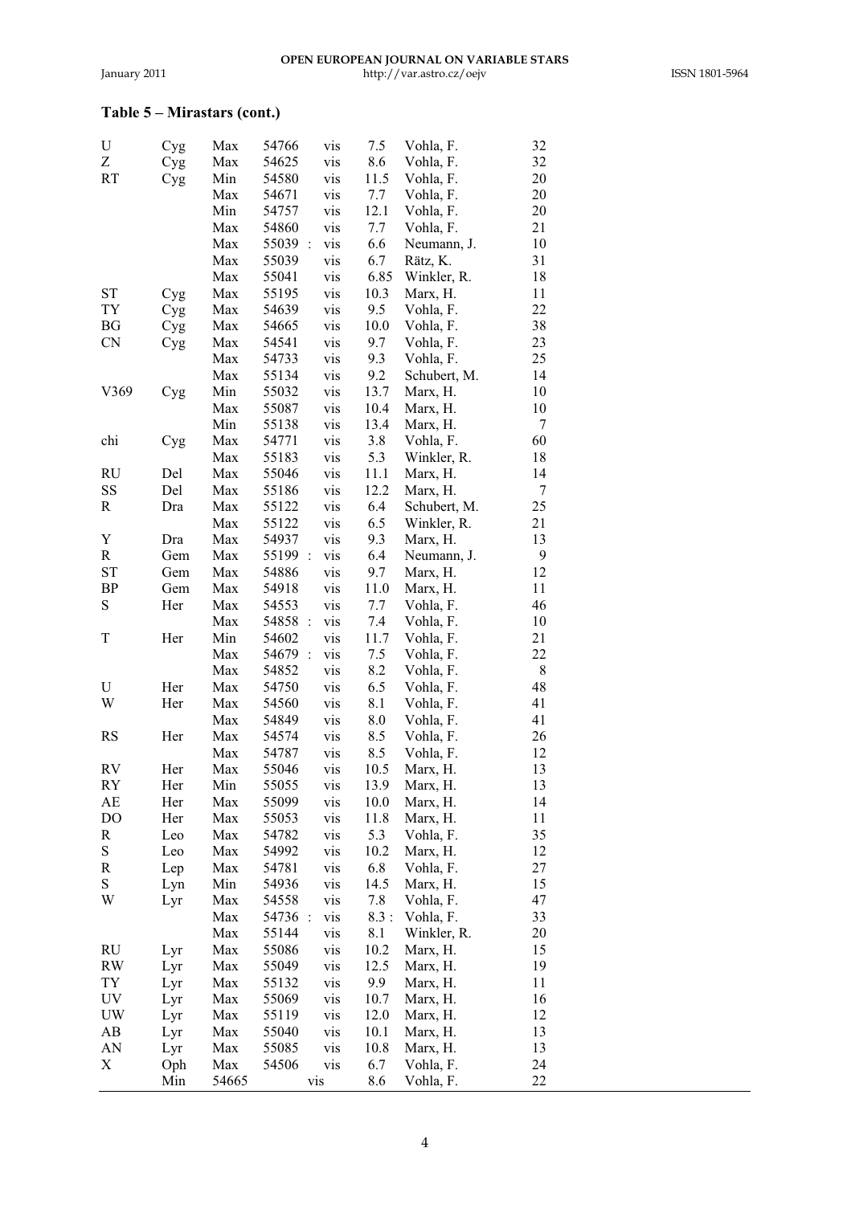**Table 5 – Mirastars (cont.)**

| | | | | | | | |
|---|---|---|---|---|---|---|---|
| U | Cyg | Max | 54766 | vis | 7.5 | Vohla, F. | 32 |
| Z | Cyg | Max | 54625 | vis | 8.6 | Vohla, F. | 32 |
| RT | Cyg | Min | 54580 | vis | 11.5 | Vohla, F. | 20 |
| | | Max | 54671 | vis | 7.7 | Vohla, F. | 20 |
| | | Min | 54757 | vis | 12.1 | Vohla, F. | 20 |
| | | Max | 54860 | vis | 7.7 | Vohla, F. | 21 |
| | | Max | 55039 : | vis | 6.6 | Neumann, J. | 10 |
| | | Max | 55039 | vis | 6.7 | Rätz, K. | 31 |
| | | Max | 55041 | vis | 6.85 | Winkler, R. | 18 |
| ST | Cyg | Max | 55195 | vis | 10.3 | Marx, H. | 11 |
| TY | Cyg | Max | 54639 | vis | 9.5 | Vohla, F. | 22 |
| BG | Cyg | Max | 54665 | vis | 10.0 | Vohla, F. | 38 |
| CN | Cyg | Max | 54541 | vis | 9.7 | Vohla, F. | 23 |
| | | Max | 54733 | vis | 9.3 | Vohla, F. | 25 |
| | | Max | 55134 | vis | 9.2 | Schubert, M. | 14 |
| V369 | Cyg | Min | 55032 | vis | 13.7 | Marx, H. | 10 |
| | | Max | 55087 | vis | 10.4 | Marx, H. | 10 |
| | | Min | 55138 | vis | 13.4 | Marx, H. | 7 |
| chi | Cyg | Max | 54771 | vis | 3.8 | Vohla, F. | 60 |
| | | Max | 55183 | vis | 5.3 | Winkler, R. | 18 |
| RU | Del | Max | 55046 | vis | 11.1 | Marx, H. | 14 |
| SS | Del | Max | 55186 | vis | 12.2 | Marx, H. | 7 |
| R | Dra | Max | 55122 | vis | 6.4 | Schubert, M. | 25 |
| | | Max | 55122 | vis | 6.5 | Winkler, R. | 21 |
| Y | Dra | Max | 54937 | vis | 9.3 | Marx, H. | 13 |
| R | Gem | Max | 55199 : | vis | 6.4 | Neumann, J. | 9 |
| ST | Gem | Max | 54886 | vis | 9.7 | Marx, H. | 12 |
| BP | Gem | Max | 54918 | vis | 11.0 | Marx, H. | 11 |
| S | Her | Max | 54553 | vis | 7.7 | Vohla, F. | 46 |
| | | Max | 54858 : | vis | 7.4 | Vohla, F. | 10 |
| T | Her | Min | 54602 | vis | 11.7 | Vohla, F. | 21 |
| | | Max | 54679 : | vis | 7.5 | Vohla, F. | 22 |
| | | Max | 54852 | vis | 8.2 | Vohla, F. | 8 |
| U | Her | Max | 54750 | vis | 6.5 | Vohla, F. | 48 |
| W | Her | Max | 54560 | vis | 8.1 | Vohla, F. | 41 |
| | | Max | 54849 | vis | 8.0 | Vohla, F. | 41 |
| RS | Her | Max | 54574 | vis | 8.5 | Vohla, F. | 26 |
| | | Max | 54787 | vis | 8.5 | Vohla, F. | 12 |
| RV | Her | Max | 55046 | vis | 10.5 | Marx, H. | 13 |
| RY | Her | Min | 55055 | vis | 13.9 | Marx, H. | 13 |
| AE | Her | Max | 55099 | vis | 10.0 | Marx, H. | 14 |
| DO | Her | Max | 55053 | vis | 11.8 | Marx, H. | 11 |
| R | Leo | Max | 54782 | vis | 5.3 | Vohla, F. | 35 |
| S | Leo | Max | 54992 | vis | 10.2 | Marx, H. | 12 |
| R | Lep | Max | 54781 | vis | 6.8 | Vohla, F. | 27 |
| S | Lyn | Min | 54936 | vis | 14.5 | Marx, H. | 15 |
| W | Lyr | Max | 54558 | vis | 7.8 | Vohla, F. | 47 |
| | | Max | 54736 : | vis | 8.3 : | Vohla, F. | 33 |
| | | Max | 55144 | vis | 8.1 | Winkler, R. | 20 |
| RU | Lyr | Max | 55086 | vis | 10.2 | Marx, H. | 15 |
| RW | Lyr | Max | 55049 | vis | 12.5 | Marx, H. | 19 |
| TY | Lyr | Max | 55132 | vis | 9.9 | Marx, H. | 11 |
| UV | Lyr | Max | 55069 | vis | 10.7 | Marx, H. | 16 |
| UW | Lyr | Max | 55119 | vis | 12.0 | Marx, H. | 12 |
| AB | Lyr | Max | 55040 | vis | 10.1 | Marx, H. | 13 |
| AN | Lyr | Max | 55085 | vis | 10.8 | Marx, H. | 13 |
| X | Oph | Max | 54506 | vis | 6.7 | Vohla, F. | 24 |
| | | Min | 54665 | vis | 8.6 | Vohla, F. | 22 |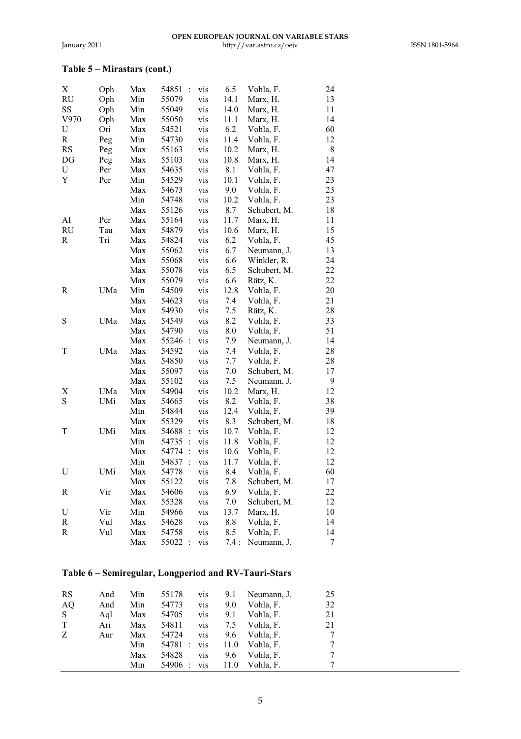## Table 5 – Mirastars (cont.)

| | | | | | | | |
|---|---|---|---|---|---|---|---|
| X | Oph | Max | 54851 : | vis | 6.5 | Vohla, F. | 24 |
| RU | Oph | Min | 55079 | vis | 14.1 | Marx, H. | 13 |
| SS | Oph | Min | 55049 | vis | 14.0 | Marx, H. | 11 |
| V970 | Oph | Max | 55050 | vis | 11.1 | Marx, H. | 14 |
| U | Ori | Max | 54521 | vis | 6.2 | Vohla, F. | 60 |
| R | Peg | Min | 54730 | vis | 11.4 | Vohla, F. | 12 |
| RS | Peg | Max | 55163 | vis | 10.2 | Marx, H. | 8 |
| DG | Peg | Max | 55103 | vis | 10.8 | Marx, H. | 14 |
| U | Per | Max | 54635 | vis | 8.1 | Vohla, F. | 47 |
| Y | Per | Min | 54529 | vis | 10.1 | Vohla, F. | 23 |
| | | Max | 54673 | vis | 9.0 | Vohla, F. | 23 |
| | | Min | 54748 | vis | 10.2 | Vohla, F. | 23 |
| | | Max | 55126 | vis | 8.7 | Schubert, M. | 18 |
| AI | Per | Max | 55164 | vis | 11.7 | Marx, H. | 11 |
| RU | Tau | Max | 54879 | vis | 10.6 | Marx, H. | 15 |
| R | Tri | Max | 54824 | vis | 6.2 | Vohla, F. | 45 |
| | | Max | 55062 | vis | 6.7 | Neumann, J. | 13 |
| | | Max | 55068 | vis | 6.6 | Winkler, R. | 24 |
| | | Max | 55078 | vis | 6.5 | Schubert, M. | 22 |
| | | Max | 55079 | vis | 6.6 | Rätz, K. | 22 |
| R | UMa | Min | 54509 | vis | 12.8 | Vohla, F. | 20 |
| | | Max | 54623 | vis | 7.4 | Vohla, F. | 21 |
| | | Max | 54930 | vis | 7.5 | Rätz, K. | 28 |
| S | UMa | Max | 54549 | vis | 8.2 | Vohla, F. | 33 |
| | | Max | 54790 | vis | 8.0 | Vohla, F. | 51 |
| | | Max | 55246 : | vis | 7.9 | Neumann, J. | 14 |
| T | UMa | Max | 54592 | vis | 7.4 | Vohla, F. | 28 |
| | | Max | 54850 | vis | 7.7 | Vohla, F. | 28 |
| | | Max | 55097 | vis | 7.0 | Schubert, M. | 17 |
| | | Max | 55102 | vis | 7.5 | Neumann, J. | 9 |
| X | UMa | Max | 54904 | vis | 10.2 | Marx, H. | 12 |
| S | UMi | Max | 54665 | vis | 8.2 | Vohla, F. | 38 |
| | | Min | 54844 | vis | 12.4 | Vohla, F. | 39 |
| | | Max | 55329 | vis | 8.3 | Schubert, M. | 18 |
| T | UMi | Max | 54688 : | vis | 10.7 | Vohla, F. | 12 |
| | | Min | 54735 : | vis | 11.8 | Vohla, F. | 12 |
| | | Max | 54774 : | vis | 10.6 | Vohla, F. | 12 |
| | | Min | 54837 : | vis | 11.7 | Vohla, F. | 12 |
| U | UMi | Max | 54778 | vis | 8.4 | Vohla, F. | 60 |
| | | Max | 55122 | vis | 7.8 | Schubert, M. | 17 |
| R | Vir | Max | 54606 | vis | 6.9 | Vohla, F. | 22 |
| | | Max | 55328 | vis | 7.0 | Schubert, M. | 12 |
| U | Vir | Min | 54966 | vis | 13.7 | Marx, H. | 10 |
| R | Vul | Max | 54628 | vis | 8.8 | Vohla, F. | 14 |
| R | Vul | Max | 54758 | vis | 8.5 | Vohla, F. | 14 |
| | | Max | 55022 : | vis | 7.4 : | Neumann, J. | 7 |

## Table 6 – Semiregular, Longperiod and RV-Tauri-Stars

| | | | | | | | |
|---|---|---|---|---|---|---|---|
| RS | And | Min | 55178 | vis | 9.1 | Neumann, J. | 25 |
| AQ | And | Min | 54773 | vis | 9.0 | Vohla, F. | 32 |
| S | Aql | Max | 54705 | vis | 9.1 | Vohla, F. | 21 |
| T | Ari | Max | 54811 | vis | 7.5 | Vohla, F. | 21 |
| Z | Aur | Max | 54724 | vis | 9.6 | Vohla, F. | 7 |
| | | Min | 54781 : | vis | 11.0 | Vohla, F. | 7 |
| | | Max | 54828 | vis | 9.6 | Vohla, F. | 7 |
| | | Min | 54906 : | vis | 11.0 | Vohla, F. | 7 |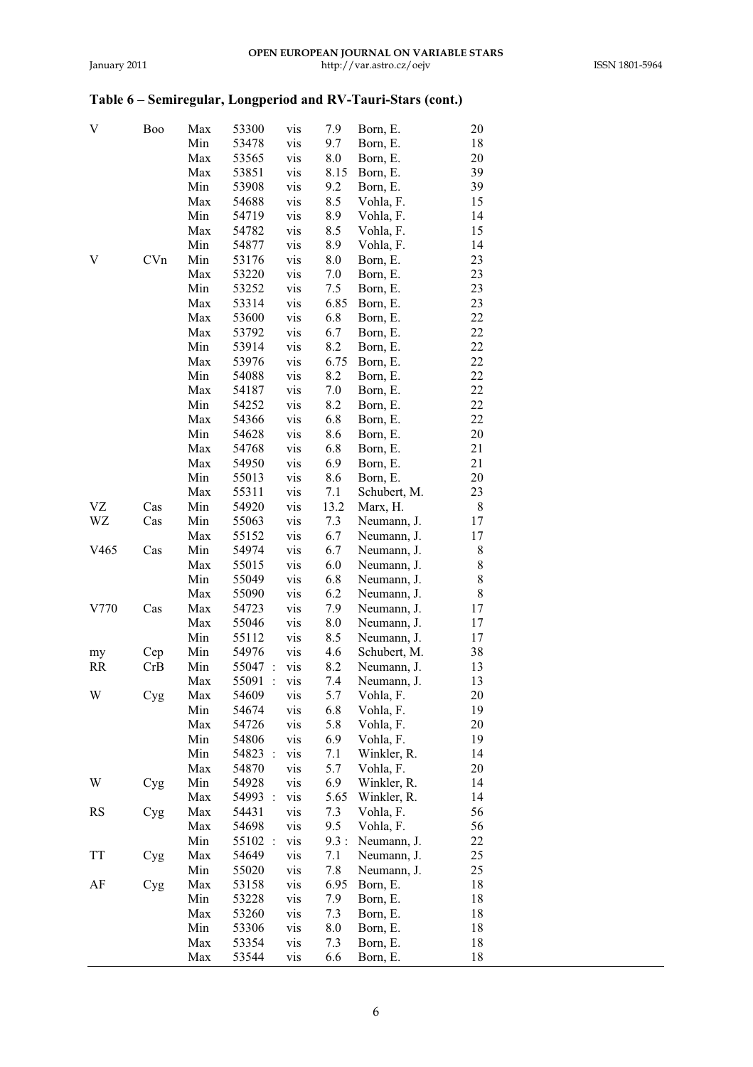## Table 6 – Semiregular, Longperiod and RV-Tauri-Stars (cont.)

| Star | Con | Type | JD | | Method | Mag | Observer | N |
|---|---|---|---|---|---|---|---|---|
| V | Boo | Max | 53300 | | vis | 7.9 | Born, E. | 20 |
| | | Min | 53478 | | vis | 9.7 | Born, E. | 18 |
| | | Max | 53565 | | vis | 8.0 | Born, E. | 20 |
| | | Max | 53851 | | vis | 8.15 | Born, E. | 39 |
| | | Min | 53908 | | vis | 9.2 | Born, E. | 39 |
| | | Max | 54688 | | vis | 8.5 | Vohla, F. | 15 |
| | | Min | 54719 | | vis | 8.9 | Vohla, F. | 14 |
| | | Max | 54782 | | vis | 8.5 | Vohla, F. | 15 |
| | | Min | 54877 | | vis | 8.9 | Vohla, F. | 14 |
| V | CVn | Min | 53176 | | vis | 8.0 | Born, E. | 23 |
| | | Max | 53220 | | vis | 7.0 | Born, E. | 23 |
| | | Min | 53252 | | vis | 7.5 | Born, E. | 23 |
| | | Max | 53314 | | vis | 6.85 | Born, E. | 23 |
| | | Max | 53600 | | vis | 6.8 | Born, E. | 22 |
| | | Max | 53792 | | vis | 6.7 | Born, E. | 22 |
| | | Min | 53914 | | vis | 8.2 | Born, E. | 22 |
| | | Max | 53976 | | vis | 6.75 | Born, E. | 22 |
| | | Min | 54088 | | vis | 8.2 | Born, E. | 22 |
| | | Max | 54187 | | vis | 7.0 | Born, E. | 22 |
| | | Min | 54252 | | vis | 8.2 | Born, E. | 22 |
| | | Max | 54366 | | vis | 6.8 | Born, E. | 22 |
| | | Min | 54628 | | vis | 8.6 | Born, E. | 20 |
| | | Max | 54768 | | vis | 6.8 | Born, E. | 21 |
| | | Max | 54950 | | vis | 6.9 | Born, E. | 21 |
| | | Min | 55013 | | vis | 8.6 | Born, E. | 20 |
| | | Max | 55311 | | vis | 7.1 | Schubert, M. | 23 |
| VZ | Cas | Min | 54920 | | vis | 13.2 | Marx, H. | 8 |
| WZ | Cas | Min | 55063 | | vis | 7.3 | Neumann, J. | 17 |
| | | Max | 55152 | | vis | 6.7 | Neumann, J. | 17 |
| V465 | Cas | Min | 54974 | | vis | 6.7 | Neumann, J. | 8 |
| | | Max | 55015 | | vis | 6.0 | Neumann, J. | 8 |
| | | Min | 55049 | | vis | 6.8 | Neumann, J. | 8 |
| | | Max | 55090 | | vis | 6.2 | Neumann, J. | 8 |
| V770 | Cas | Max | 54723 | | vis | 7.9 | Neumann, J. | 17 |
| | | Max | 55046 | | vis | 8.0 | Neumann, J. | 17 |
| | | Min | 55112 | | vis | 8.5 | Neumann, J. | 17 |
| my | Cep | Min | 54976 | | vis | 4.6 | Schubert, M. | 38 |
| RR | CrB | Min | 55047 | : | vis | 8.2 | Neumann, J. | 13 |
| | | Max | 55091 | : | vis | 7.4 | Neumann, J. | 13 |
| W | Cyg | Max | 54609 | | vis | 5.7 | Vohla, F. | 20 |
| | | Min | 54674 | | vis | 6.8 | Vohla, F. | 19 |
| | | Max | 54726 | | vis | 5.8 | Vohla, F. | 20 |
| | | Min | 54806 | | vis | 6.9 | Vohla, F. | 19 |
| | | Min | 54823 | : | vis | 7.1 | Winkler, R. | 14 |
| | | Max | 54870 | | vis | 5.7 | Vohla, F. | 20 |
| W | Cyg | Min | 54928 | | vis | 6.9 | Winkler, R. | 14 |
| | | Max | 54993 | : | vis | 5.65 | Winkler, R. | 14 |
| RS | Cyg | Max | 54431 | | vis | 7.3 | Vohla, F. | 56 |
| | | Max | 54698 | | vis | 9.5 | Vohla, F. | 56 |
| | | Min | 55102 | : | vis | 9.3 : | Neumann, J. | 22 |
| TT | Cyg | Max | 54649 | | vis | 7.1 | Neumann, J. | 25 |
| | | Min | 55020 | | vis | 7.8 | Neumann, J. | 25 |
| AF | Cyg | Max | 53158 | | vis | 6.95 | Born, E. | 18 |
| | | Min | 53228 | | vis | 7.9 | Born, E. | 18 |
| | | Max | 53260 | | vis | 7.3 | Born, E. | 18 |
| | | Min | 53306 | | vis | 8.0 | Born, E. | 18 |
| | | Max | 53354 | | vis | 7.3 | Born, E. | 18 |
| | | Max | 53544 | | vis | 6.6 | Born, E. | 18 |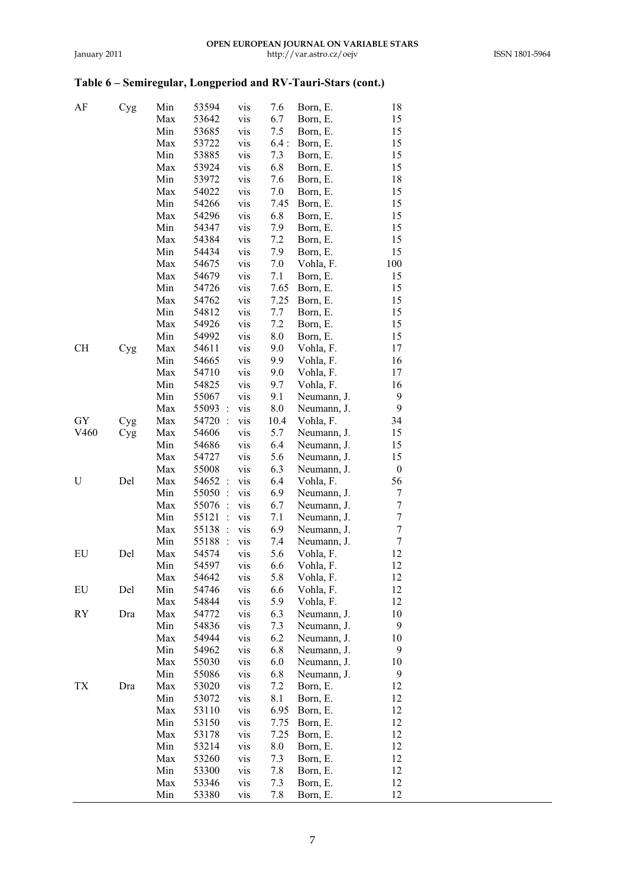## Table 6 – Semiregular, Longperiod and RV-Tauri-Stars (cont.)

| | | | | | | | |
|---|---|---|---|---|---|---|---|
| AF | Cyg | Min | 53594 | vis | 7.6 | Born, E. | 18 |
| | | Max | 53642 | vis | 6.7 | Born, E. | 15 |
| | | Min | 53685 | vis | 7.5 | Born, E. | 15 |
| | | Max | 53722 | vis | 6.4 : | Born, E. | 15 |
| | | Min | 53885 | vis | 7.3 | Born, E. | 15 |
| | | Max | 53924 | vis | 6.8 | Born, E. | 15 |
| | | Min | 53972 | vis | 7.6 | Born, E. | 18 |
| | | Max | 54022 | vis | 7.0 | Born, E. | 15 |
| | | Min | 54266 | vis | 7.45 | Born, E. | 15 |
| | | Max | 54296 | vis | 6.8 | Born, E. | 15 |
| | | Min | 54347 | vis | 7.9 | Born, E. | 15 |
| | | Max | 54384 | vis | 7.2 | Born, E. | 15 |
| | | Min | 54434 | vis | 7.9 | Born, E. | 15 |
| | | Max | 54675 | vis | 7.0 | Vohla, F. | 100 |
| | | Max | 54679 | vis | 7.1 | Born, E. | 15 |
| | | Min | 54726 | vis | 7.65 | Born, E. | 15 |
| | | Max | 54762 | vis | 7.25 | Born, E. | 15 |
| | | Min | 54812 | vis | 7.7 | Born, E. | 15 |
| | | Max | 54926 | vis | 7.2 | Born, E. | 15 |
| | | Min | 54992 | vis | 8.0 | Born, E. | 15 |
| CH | Cyg | Max | 54611 | vis | 9.0 | Vohla, F. | 17 |
| | | Min | 54665 | vis | 9.9 | Vohla, F. | 16 |
| | | Max | 54710 | vis | 9.0 | Vohla, F. | 17 |
| | | Min | 54825 | vis | 9.7 | Vohla, F. | 16 |
| | | Min | 55067 | vis | 9.1 | Neumann, J. | 9 |
| | | Max | 55093 : | vis | 8.0 | Neumann, J. | 9 |
| GY | Cyg | Max | 54720 : | vis | 10.4 | Vohla, F. | 34 |
| V460 | Cyg | Max | 54606 | vis | 5.7 | Neumann, J. | 15 |
| | | Min | 54686 | vis | 6.4 | Neumann, J. | 15 |
| | | Max | 54727 | vis | 5.6 | Neumann, J. | 15 |
| | | Max | 55008 | vis | 6.3 | Neumann, J. | 0 |
| U | Del | Max | 54652 : | vis | 6.4 | Vohla, F. | 56 |
| | | Min | 55050 : | vis | 6.9 | Neumann, J. | 7 |
| | | Max | 55076 : | vis | 6.7 | Neumann, J. | 7 |
| | | Min | 55121 : | vis | 7.1 | Neumann, J. | 7 |
| | | Max | 55138 : | vis | 6.9 | Neumann, J. | 7 |
| | | Min | 55188 : | vis | 7.4 | Neumann, J. | 7 |
| EU | Del | Max | 54574 | vis | 5.6 | Vohla, F. | 12 |
| | | Min | 54597 | vis | 6.6 | Vohla, F. | 12 |
| | | Max | 54642 | vis | 5.8 | Vohla, F. | 12 |
| EU | Del | Min | 54746 | vis | 6.6 | Vohla, F. | 12 |
| | | Max | 54844 | vis | 5.9 | Vohla, F. | 12 |
| RY | Dra | Max | 54772 | vis | 6.3 | Neumann, J. | 10 |
| | | Min | 54836 | vis | 7.3 | Neumann, J. | 9 |
| | | Max | 54944 | vis | 6.2 | Neumann, J. | 10 |
| | | Min | 54962 | vis | 6.8 | Neumann, J. | 9 |
| | | Max | 55030 | vis | 6.0 | Neumann, J. | 10 |
| | | Min | 55086 | vis | 6.8 | Neumann, J. | 9 |
| TX | Dra | Max | 53020 | vis | 7.2 | Born, E. | 12 |
| | | Min | 53072 | vis | 8.1 | Born, E. | 12 |
| | | Max | 53110 | vis | 6.95 | Born, E. | 12 |
| | | Min | 53150 | vis | 7.75 | Born, E. | 12 |
| | | Max | 53178 | vis | 7.25 | Born, E. | 12 |
| | | Min | 53214 | vis | 8.0 | Born, E. | 12 |
| | | Max | 53260 | vis | 7.3 | Born, E. | 12 |
| | | Min | 53300 | vis | 7.8 | Born, E. | 12 |
| | | Max | 53346 | vis | 7.3 | Born, E. | 12 |
| | | Min | 53380 | vis | 7.8 | Born, E. | 12 |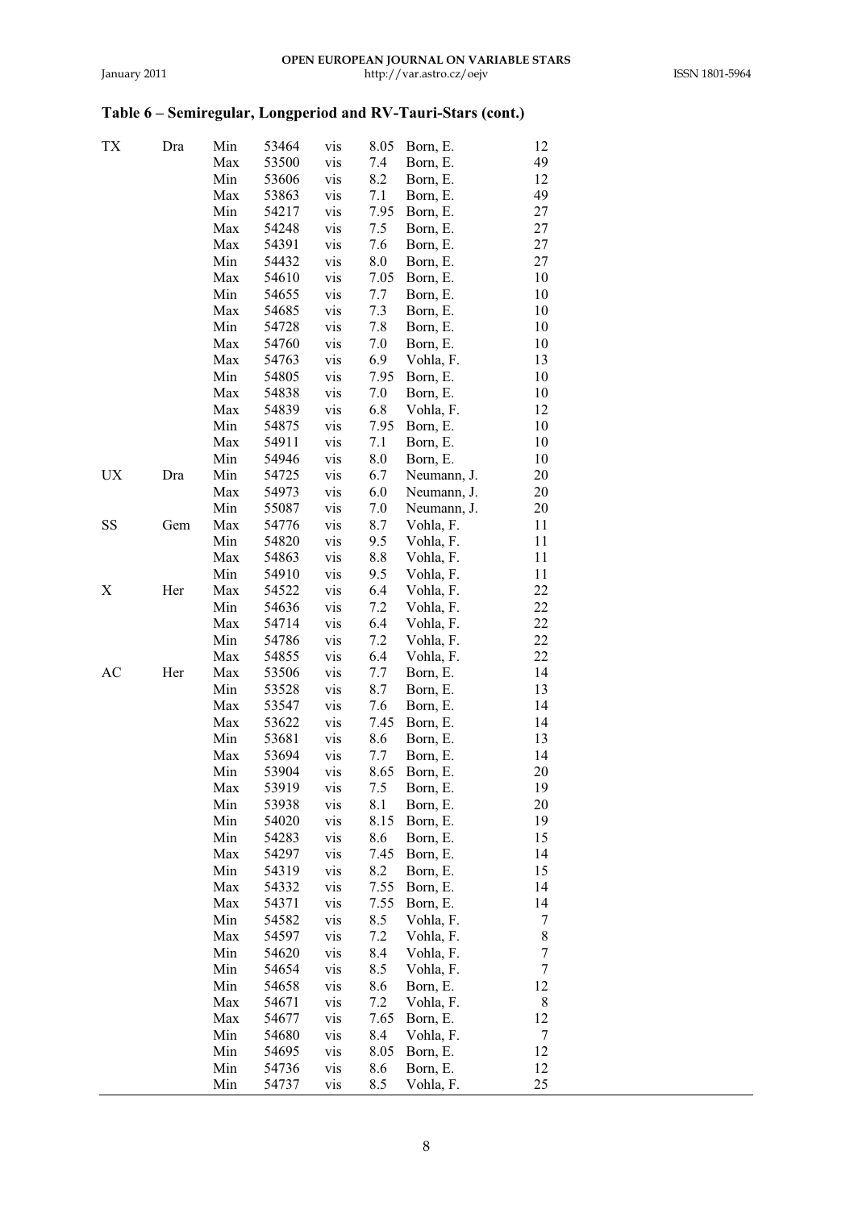## Table 6 – Semiregular, Longperiod and RV-Tauri-Stars (cont.)

| | | | | | | | |
|---|---|---|---|---|---|---|---|
| TX | Dra | Min | 53464 | vis | 8.05 | Born, E. | 12 |
| | | Max | 53500 | vis | 7.4 | Born, E. | 49 |
| | | Min | 53606 | vis | 8.2 | Born, E. | 12 |
| | | Max | 53863 | vis | 7.1 | Born, E. | 49 |
| | | Min | 54217 | vis | 7.95 | Born, E. | 27 |
| | | Max | 54248 | vis | 7.5 | Born, E. | 27 |
| | | Max | 54391 | vis | 7.6 | Born, E. | 27 |
| | | Min | 54432 | vis | 8.0 | Born, E. | 27 |
| | | Max | 54610 | vis | 7.05 | Born, E. | 10 |
| | | Min | 54655 | vis | 7.7 | Born, E. | 10 |
| | | Max | 54685 | vis | 7.3 | Born, E. | 10 |
| | | Min | 54728 | vis | 7.8 | Born, E. | 10 |
| | | Max | 54760 | vis | 7.0 | Born, E. | 10 |
| | | Max | 54763 | vis | 6.9 | Vohla, F. | 13 |
| | | Min | 54805 | vis | 7.95 | Born, E. | 10 |
| | | Max | 54838 | vis | 7.0 | Born, E. | 10 |
| | | Max | 54839 | vis | 6.8 | Vohla, F. | 12 |
| | | Min | 54875 | vis | 7.95 | Born, E. | 10 |
| | | Max | 54911 | vis | 7.1 | Born, E. | 10 |
| | | Min | 54946 | vis | 8.0 | Born, E. | 10 |
| UX | Dra | Min | 54725 | vis | 6.7 | Neumann, J. | 20 |
| | | Max | 54973 | vis | 6.0 | Neumann, J. | 20 |
| | | Min | 55087 | vis | 7.0 | Neumann, J. | 20 |
| SS | Gem | Max | 54776 | vis | 8.7 | Vohla, F. | 11 |
| | | Min | 54820 | vis | 9.5 | Vohla, F. | 11 |
| | | Max | 54863 | vis | 8.8 | Vohla, F. | 11 |
| | | Min | 54910 | vis | 9.5 | Vohla, F. | 11 |
| X | Her | Max | 54522 | vis | 6.4 | Vohla, F. | 22 |
| | | Min | 54636 | vis | 7.2 | Vohla, F. | 22 |
| | | Max | 54714 | vis | 6.4 | Vohla, F. | 22 |
| | | Min | 54786 | vis | 7.2 | Vohla, F. | 22 |
| | | Max | 54855 | vis | 6.4 | Vohla, F. | 22 |
| AC | Her | Max | 53506 | vis | 7.7 | Born, E. | 14 |
| | | Min | 53528 | vis | 8.7 | Born, E. | 13 |
| | | Max | 53547 | vis | 7.6 | Born, E. | 14 |
| | | Max | 53622 | vis | 7.45 | Born, E. | 14 |
| | | Min | 53681 | vis | 8.6 | Born, E. | 13 |
| | | Max | 53694 | vis | 7.7 | Born, E. | 14 |
| | | Min | 53904 | vis | 8.65 | Born, E. | 20 |
| | | Max | 53919 | vis | 7.5 | Born, E. | 19 |
| | | Min | 53938 | vis | 8.1 | Born, E. | 20 |
| | | Min | 54020 | vis | 8.15 | Born, E. | 19 |
| | | Min | 54283 | vis | 8.6 | Born, E. | 15 |
| | | Max | 54297 | vis | 7.45 | Born, E. | 14 |
| | | Min | 54319 | vis | 8.2 | Born, E. | 15 |
| | | Max | 54332 | vis | 7.55 | Born, E. | 14 |
| | | Max | 54371 | vis | 7.55 | Born, E. | 14 |
| | | Min | 54582 | vis | 8.5 | Vohla, F. | 7 |
| | | Max | 54597 | vis | 7.2 | Vohla, F. | 8 |
| | | Min | 54620 | vis | 8.4 | Vohla, F. | 7 |
| | | Min | 54654 | vis | 8.5 | Vohla, F. | 7 |
| | | Min | 54658 | vis | 8.6 | Born, E. | 12 |
| | | Max | 54671 | vis | 7.2 | Vohla, F. | 8 |
| | | Max | 54677 | vis | 7.65 | Born, E. | 12 |
| | | Min | 54680 | vis | 8.4 | Vohla, F. | 7 |
| | | Min | 54695 | vis | 8.05 | Born, E. | 12 |
| | | Min | 54736 | vis | 8.6 | Born, E. | 12 |
| | | Min | 54737 | vis | 8.5 | Vohla, F. | 25 |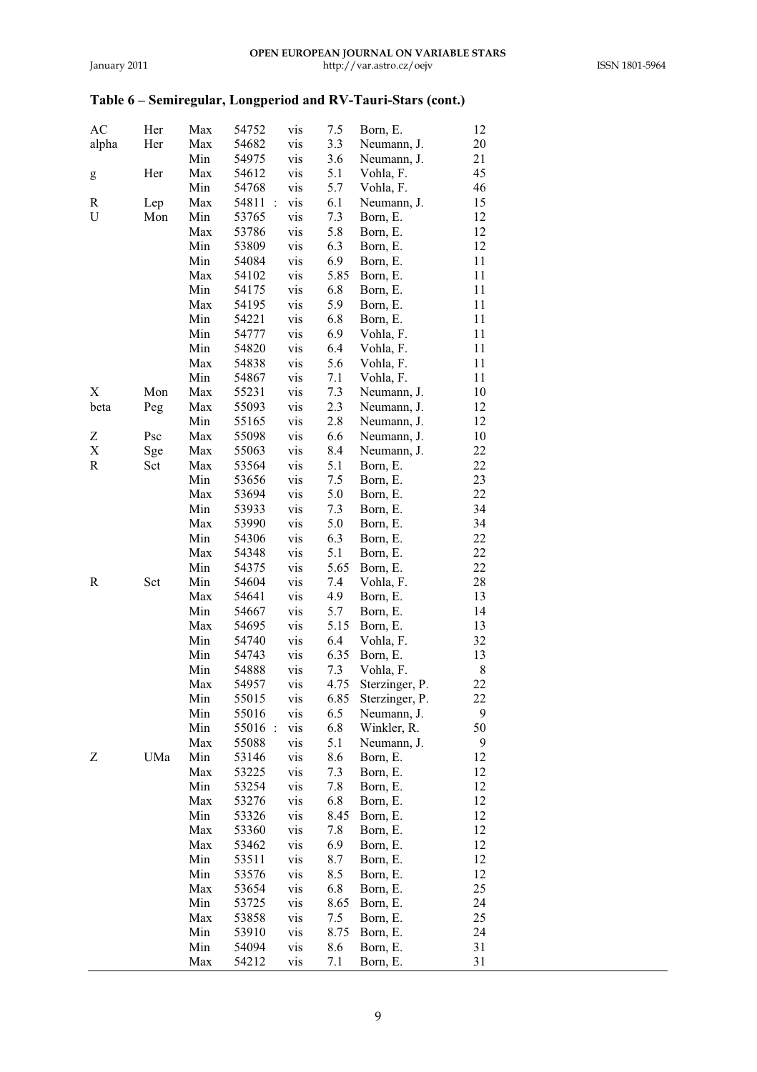## Table 6 – Semiregular, Longperiod and RV-Tauri-Stars (cont.)

| | | | | | | | |
|---|---|---|---|---|---|---|---|
| AC | Her | Max | 54752 | vis | 7.5 | Born, E. | 12 |
| alpha | Her | Max | 54682 | vis | 3.3 | Neumann, J. | 20 |
| | | Min | 54975 | vis | 3.6 | Neumann, J. | 21 |
| g | Her | Max | 54612 | vis | 5.1 | Vohla, F. | 45 |
| | | Min | 54768 | vis | 5.7 | Vohla, F. | 46 |
| R | Lep | Max | 54811 : | vis | 6.1 | Neumann, J. | 15 |
| U | Mon | Min | 53765 | vis | 7.3 | Born, E. | 12 |
| | | Max | 53786 | vis | 5.8 | Born, E. | 12 |
| | | Min | 53809 | vis | 6.3 | Born, E. | 12 |
| | | Min | 54084 | vis | 6.9 | Born, E. | 11 |
| | | Max | 54102 | vis | 5.85 | Born, E. | 11 |
| | | Min | 54175 | vis | 6.8 | Born, E. | 11 |
| | | Max | 54195 | vis | 5.9 | Born, E. | 11 |
| | | Min | 54221 | vis | 6.8 | Born, E. | 11 |
| | | Min | 54777 | vis | 6.9 | Vohla, F. | 11 |
| | | Min | 54820 | vis | 6.4 | Vohla, F. | 11 |
| | | Max | 54838 | vis | 5.6 | Vohla, F. | 11 |
| | | Min | 54867 | vis | 7.1 | Vohla, F. | 11 |
| X | Mon | Max | 55231 | vis | 7.3 | Neumann, J. | 10 |
| beta | Peg | Max | 55093 | vis | 2.3 | Neumann, J. | 12 |
| | | Min | 55165 | vis | 2.8 | Neumann, J. | 12 |
| Z | Psc | Max | 55098 | vis | 6.6 | Neumann, J. | 10 |
| X | Sge | Max | 55063 | vis | 8.4 | Neumann, J. | 22 |
| R | Sct | Max | 53564 | vis | 5.1 | Born, E. | 22 |
| | | Min | 53656 | vis | 7.5 | Born, E. | 23 |
| | | Max | 53694 | vis | 5.0 | Born, E. | 22 |
| | | Min | 53933 | vis | 7.3 | Born, E. | 34 |
| | | Max | 53990 | vis | 5.0 | Born, E. | 34 |
| | | Min | 54306 | vis | 6.3 | Born, E. | 22 |
| | | Max | 54348 | vis | 5.1 | Born, E. | 22 |
| | | Min | 54375 | vis | 5.65 | Born, E. | 22 |
| R | Sct | Min | 54604 | vis | 7.4 | Vohla, F. | 28 |
| | | Max | 54641 | vis | 4.9 | Born, E. | 13 |
| | | Min | 54667 | vis | 5.7 | Born, E. | 14 |
| | | Max | 54695 | vis | 5.15 | Born, E. | 13 |
| | | Min | 54740 | vis | 6.4 | Vohla, F. | 32 |
| | | Min | 54743 | vis | 6.35 | Born, E. | 13 |
| | | Min | 54888 | vis | 7.3 | Vohla, F. | 8 |
| | | Max | 54957 | vis | 4.75 | Sterzinger, P. | 22 |
| | | Min | 55015 | vis | 6.85 | Sterzinger, P. | 22 |
| | | Min | 55016 | vis | 6.5 | Neumann, J. | 9 |
| | | Min | 55016 : | vis | 6.8 | Winkler, R. | 50 |
| | | Max | 55088 | vis | 5.1 | Neumann, J. | 9 |
| Z | UMa | Min | 53146 | vis | 8.6 | Born, E. | 12 |
| | | Max | 53225 | vis | 7.3 | Born, E. | 12 |
| | | Min | 53254 | vis | 7.8 | Born, E. | 12 |
| | | Max | 53276 | vis | 6.8 | Born, E. | 12 |
| | | Min | 53326 | vis | 8.45 | Born, E. | 12 |
| | | Max | 53360 | vis | 7.8 | Born, E. | 12 |
| | | Max | 53462 | vis | 6.9 | Born, E. | 12 |
| | | Min | 53511 | vis | 8.7 | Born, E. | 12 |
| | | Min | 53576 | vis | 8.5 | Born, E. | 12 |
| | | Max | 53654 | vis | 6.8 | Born, E. | 25 |
| | | Min | 53725 | vis | 8.65 | Born, E. | 24 |
| | | Max | 53858 | vis | 7.5 | Born, E. | 25 |
| | | Min | 53910 | vis | 8.75 | Born, E. | 24 |
| | | Min | 54094 | vis | 8.6 | Born, E. | 31 |
| | | Max | 54212 | vis | 7.1 | Born, E. | 31 |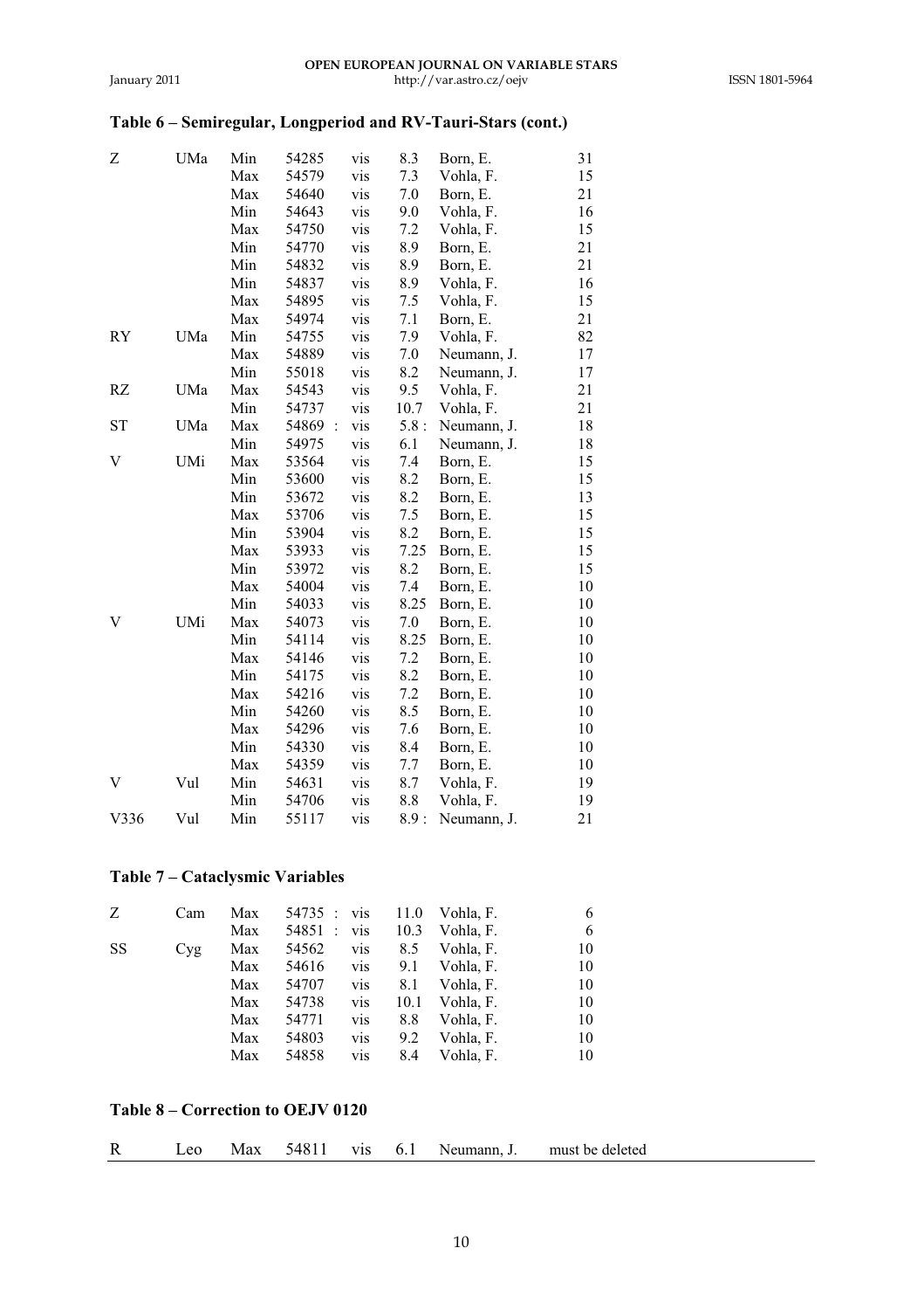## Table 6 – Semiregular, Longperiod and RV-Tauri-Stars (cont.)

| | | | | | | | |
|---|---|---|---|---|---|---|---|
| Z | UMa | Min | 54285 | vis | 8.3 | Born, E. | 31 |
| | | Max | 54579 | vis | 7.3 | Vohla, F. | 15 |
| | | Max | 54640 | vis | 7.0 | Born, E. | 21 |
| | | Min | 54643 | vis | 9.0 | Vohla, F. | 16 |
| | | Max | 54750 | vis | 7.2 | Vohla, F. | 15 |
| | | Min | 54770 | vis | 8.9 | Born, E. | 21 |
| | | Min | 54832 | vis | 8.9 | Born, E. | 21 |
| | | Min | 54837 | vis | 8.9 | Vohla, F. | 16 |
| | | Max | 54895 | vis | 7.5 | Vohla, F. | 15 |
| | | Max | 54974 | vis | 7.1 | Born, E. | 21 |
| RY | UMa | Min | 54755 | vis | 7.9 | Vohla, F. | 82 |
| | | Max | 54889 | vis | 7.0 | Neumann, J. | 17 |
| | | Min | 55018 | vis | 8.2 | Neumann, J. | 17 |
| RZ | UMa | Max | 54543 | vis | 9.5 | Vohla, F. | 21 |
| | | Min | 54737 | vis | 10.7 | Vohla, F. | 21 |
| ST | UMa | Max | 54869 : | vis | 5.8 : | Neumann, J. | 18 |
| | | Min | 54975 | vis | 6.1 | Neumann, J. | 18 |
| V | UMi | Max | 53564 | vis | 7.4 | Born, E. | 15 |
| | | Min | 53600 | vis | 8.2 | Born, E. | 15 |
| | | Min | 53672 | vis | 8.2 | Born, E. | 13 |
| | | Max | 53706 | vis | 7.5 | Born, E. | 15 |
| | | Min | 53904 | vis | 8.2 | Born, E. | 15 |
| | | Max | 53933 | vis | 7.25 | Born, E. | 15 |
| | | Min | 53972 | vis | 8.2 | Born, E. | 15 |
| | | Max | 54004 | vis | 7.4 | Born, E. | 10 |
| | | Min | 54033 | vis | 8.25 | Born, E. | 10 |
| V | UMi | Max | 54073 | vis | 7.0 | Born, E. | 10 |
| | | Min | 54114 | vis | 8.25 | Born, E. | 10 |
| | | Max | 54146 | vis | 7.2 | Born, E. | 10 |
| | | Min | 54175 | vis | 8.2 | Born, E. | 10 |
| | | Max | 54216 | vis | 7.2 | Born, E. | 10 |
| | | Min | 54260 | vis | 8.5 | Born, E. | 10 |
| | | Max | 54296 | vis | 7.6 | Born, E. | 10 |
| | | Min | 54330 | vis | 8.4 | Born, E. | 10 |
| | | Max | 54359 | vis | 7.7 | Born, E. | 10 |
| V | Vul | Min | 54631 | vis | 8.7 | Vohla, F. | 19 |
| | | Min | 54706 | vis | 8.8 | Vohla, F. | 19 |
| V336 | Vul | Min | 55117 | vis | 8.9 : | Neumann, J. | 21 |

## Table 7 – Cataclysmic Variables

| | | | | | | | |
|---|---|---|---|---|---|---|---|
| Z | Cam | Max | 54735 : | vis | 11.0 | Vohla, F. | 6 |
| | | Max | 54851 : | vis | 10.3 | Vohla, F. | 6 |
| SS | Cyg | Max | 54562 | vis | 8.5 | Vohla, F. | 10 |
| | | Max | 54616 | vis | 9.1 | Vohla, F. | 10 |
| | | Max | 54707 | vis | 8.1 | Vohla, F. | 10 |
| | | Max | 54738 | vis | 10.1 | Vohla, F. | 10 |
| | | Max | 54771 | vis | 8.8 | Vohla, F. | 10 |
| | | Max | 54803 | vis | 9.2 | Vohla, F. | 10 |
| | | Max | 54858 | vis | 8.4 | Vohla, F. | 10 |

## Table 8 – Correction to OEJV 0120

| | | | | | | | |
|---|---|---|---|---|---|---|---|
| R | Leo | Max | 54811 | vis | 6.1 | Neumann, J. | must be deleted |